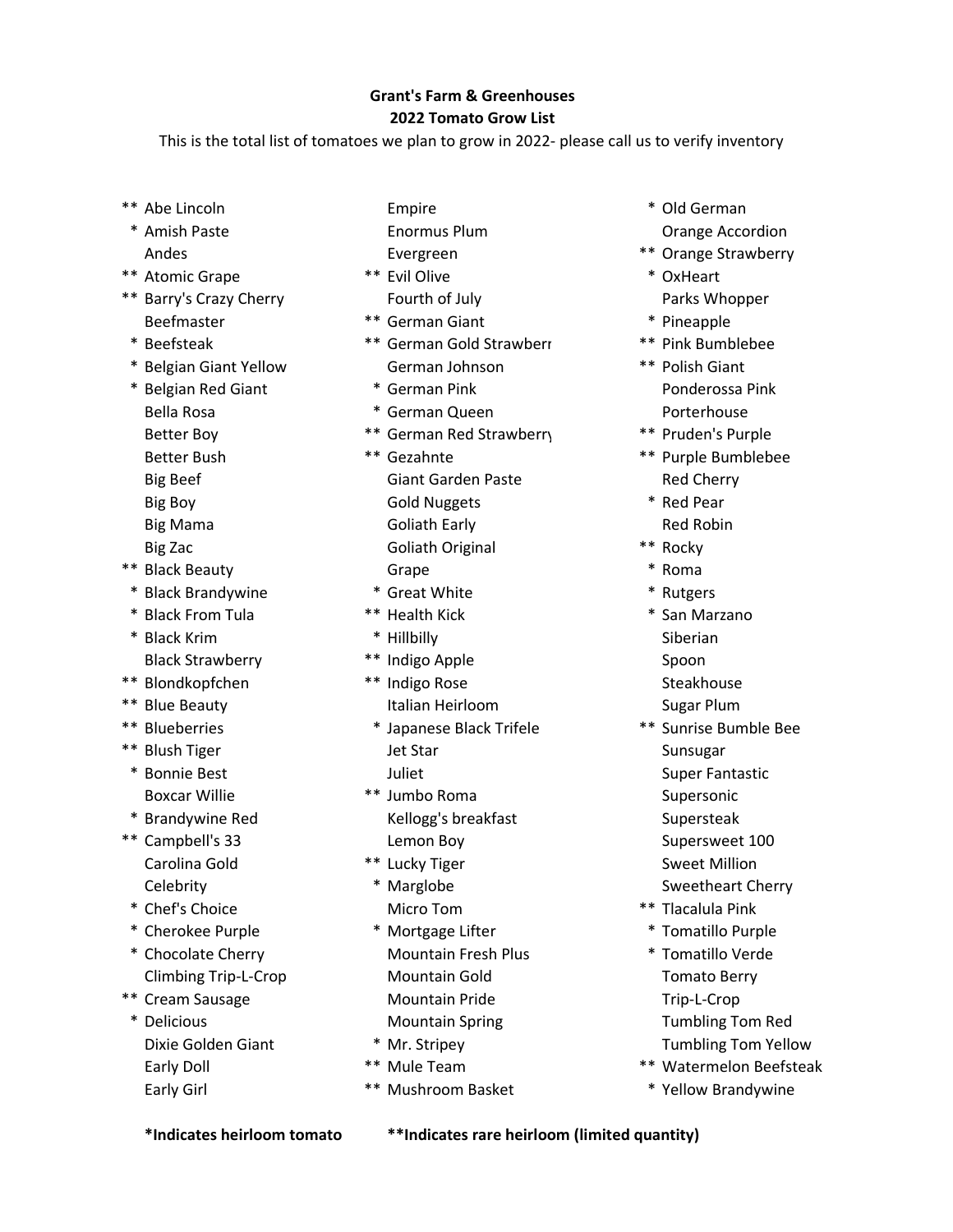**Grant's Farm & Greenhouses**
**2022 Tomato Grow List**

This is the total list of tomatoes we plan to grow in 2022- please call us to verify inventory

- ** Abe Lincoln
- * Amish Paste
- Andes
- ** Atomic Grape
- ** Barry's Crazy Cherry
- Beefmaster
- * Beefsteak
- * Belgian Giant Yellow
- * Belgian Red Giant
- Bella Rosa
- Better Boy
- Better Bush
- Big Beef
- Big Boy
- Big Mama
- Big Zac
- ** Black Beauty
- * Black Brandywine
- * Black From Tula
- * Black Krim
- Black Strawberry
- ** Blondkopfchen
- ** Blue Beauty
- ** Blueberries
- ** Blush Tiger
- * Bonnie Best
- Boxcar Willie
- * Brandywine Red
- ** Campbell's 33
- Carolina Gold
- Celebrity
- * Chef's Choice
- * Cherokee Purple
- * Chocolate Cherry
- Climbing Trip-L-Crop
- ** Cream Sausage
- * Delicious
- Dixie Golden Giant
- Early Doll
- Early Girl
- Empire
- Enormus Plum
- Evergreen
- ** Evil Olive
- Fourth of July
- ** German Giant
- ** German Gold Strawberr
- German Johnson
- * German Pink
- * German Queen
- ** German Red Strawberry
- ** Gezahnte
- Giant Garden Paste
- Gold Nuggets
- Goliath Early
- Goliath Original
- Grape
- * Great White
- ** Health Kick
- * Hillbilly
- ** Indigo Apple
- ** Indigo Rose
- Italian Heirloom
- * Japanese Black Trifele
- Jet Star
- Juliet
- ** Jumbo Roma
- Kellogg's breakfast
- Lemon Boy
- ** Lucky Tiger
- * Marglobe
- Micro Tom
- * Mortgage Lifter
- Mountain Fresh Plus
- Mountain Gold
- Mountain Pride
- Mountain Spring
- * Mr. Stripey
- ** Mule Team
- ** Mushroom Basket
- * Old German
- Orange Accordion
- ** Orange Strawberry
- * OxHeart
- Parks Whopper
- * Pineapple
- ** Pink Bumblebee
- ** Polish Giant
- Ponderossa Pink
- Porterhouse
- ** Pruden's Purple
- ** Purple Bumblebee
- Red Cherry
- * Red Pear
- Red Robin
- ** Rocky
- * Roma
- * Rutgers
- * San Marzano
- Siberian
- Spoon
- Steakhouse
- Sugar Plum
- ** Sunrise Bumble Bee
- Sunsugar
- Super Fantastic
- Supersonic
- Supersteak
- Supersweet 100
- Sweet Million
- Sweetheart Cherry
- ** Tlacalula Pink
- * Tomatillo Purple
- * Tomatillo Verde
- Tomato Berry
- Trip-L-Crop
- Tumbling Tom Red
- Tumbling Tom Yellow
- ** Watermelon Beefsteak
- * Yellow Brandywine

***Indicates heirloom tomato**

****Indicates rare heirloom (limited quantity)**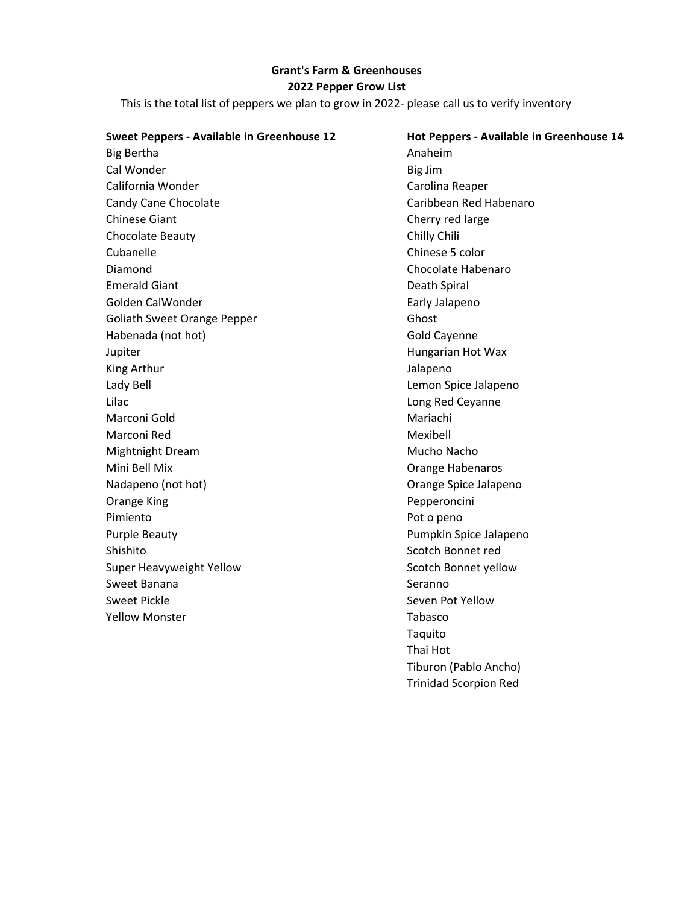**Grant's Farm & Greenhouses**
**2022 Pepper Grow List**

This is the total list of peppers we plan to grow in 2022- please call us to verify inventory

**Sweet Peppers - Available in Greenhouse 12**

Big Bertha
Cal Wonder
California Wonder
Candy Cane Chocolate
Chinese Giant
Chocolate Beauty
Cubanelle
Diamond
Emerald Giant
Golden CalWonder
Goliath Sweet Orange Pepper
Habenada (not hot)
Jupiter
King Arthur
Lady Bell
Lilac
Marconi Gold
Marconi Red
Mightnight Dream
Mini Bell Mix
Nadapeno (not hot)
Orange King
Pimiento
Purple Beauty
Shishito
Super Heavyweight Yellow
Sweet Banana
Sweet Pickle
Yellow Monster

**Hot Peppers - Available in Greenhouse 14**

Anaheim
Big Jim
Carolina Reaper
Caribbean Red Habenaro
Cherry red large
Chilly Chili
Chinese 5 color
Chocolate Habenaro
Death Spiral
Early Jalapeno
Ghost
Gold Cayenne
Hungarian Hot Wax
Jalapeno
Lemon Spice Jalapeno
Long Red Ceyanne
Mariachi
Mexibell
Mucho Nacho
Orange Habenaros
Orange Spice Jalapeno
Pepperoncini
Pot o peno
Pumpkin Spice Jalapeno
Scotch Bonnet red
Scotch Bonnet yellow
Seranno
Seven Pot Yellow
Tabasco
Taquito
Thai Hot
Tiburon (Pablo Ancho)
Trinidad Scorpion Red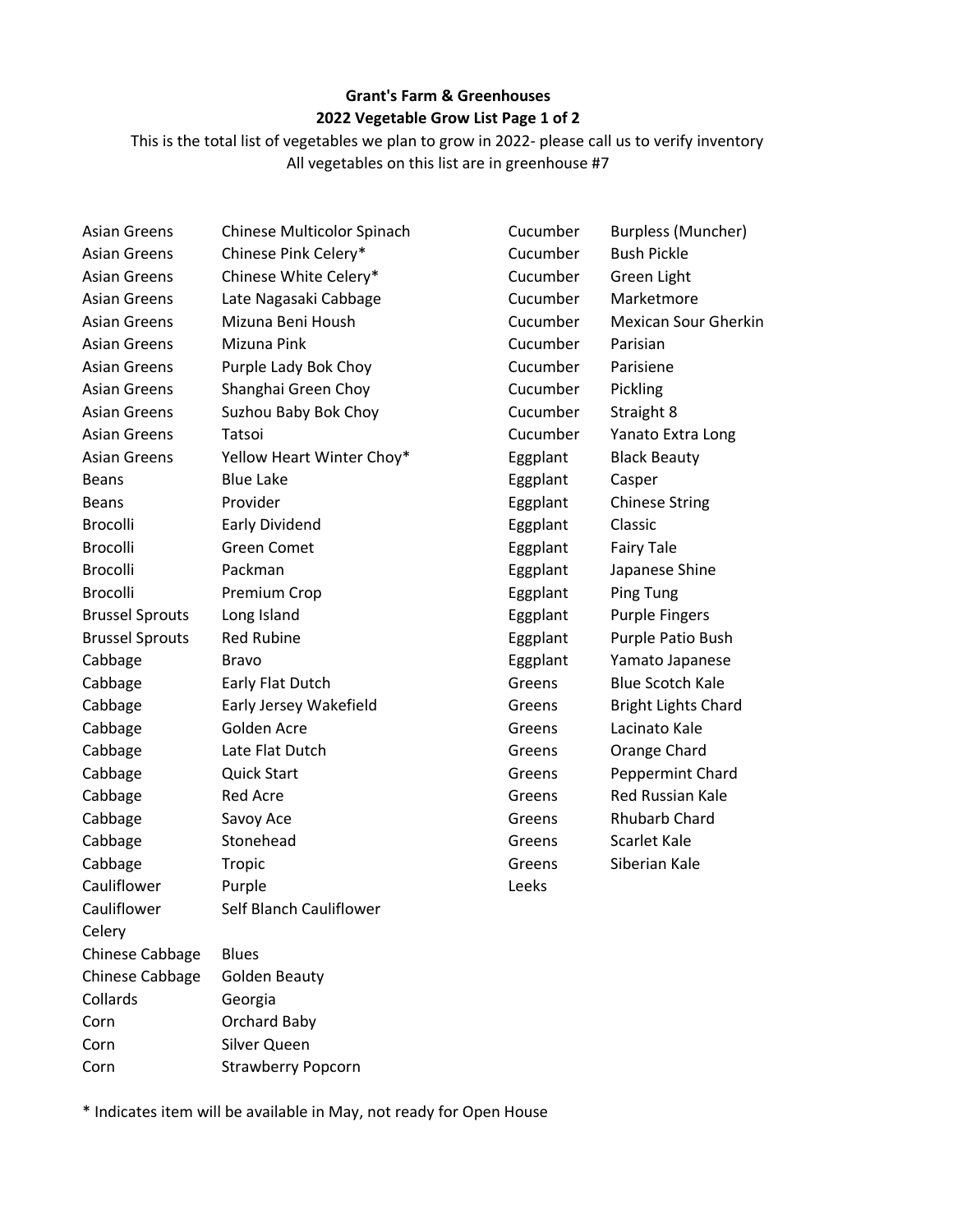**Grant's Farm & Greenhouses**
**2022 Vegetable Grow List Page 1 of 2**

This is the total list of vegetables we plan to grow in 2022- please call us to verify inventory
All vegetables on this list are in greenhouse #7

| Category | Variety |
|---|---|
| Asian Greens | Chinese Multicolor Spinach |
| Asian Greens | Chinese Pink Celery* |
| Asian Greens | Chinese White Celery* |
| Asian Greens | Late Nagasaki Cabbage |
| Asian Greens | Mizuna Beni Housh |
| Asian Greens | Mizuna Pink |
| Asian Greens | Purple Lady Bok Choy |
| Asian Greens | Shanghai Green Choy |
| Asian Greens | Suzhou Baby Bok Choy |
| Asian Greens | Tatsoi |
| Asian Greens | Yellow Heart Winter Choy* |
| Beans | Blue Lake |
| Beans | Provider |
| Brocolli | Early Dividend |
| Brocolli | Green Comet |
| Brocolli | Packman |
| Brocolli | Premium Crop |
| Brussel Sprouts | Long Island |
| Brussel Sprouts | Red Rubine |
| Cabbage | Bravo |
| Cabbage | Early Flat Dutch |
| Cabbage | Early Jersey Wakefield |
| Cabbage | Golden Acre |
| Cabbage | Late Flat Dutch |
| Cabbage | Quick Start |
| Cabbage | Red Acre |
| Cabbage | Savoy Ace |
| Cabbage | Stonehead |
| Cabbage | Tropic |
| Cauliflower | Purple |
| Cauliflower | Self Blanch Cauliflower |
| Celery | |
| Chinese Cabbage | Blues |
| Chinese Cabbage | Golden Beauty |
| Collards | Georgia |
| Corn | Orchard Baby |
| Corn | Silver Queen |
| Corn | Strawberry Popcorn |
| Cucumber | Burpless (Muncher) |
| Cucumber | Bush Pickle |
| Cucumber | Green Light |
| Cucumber | Marketmore |
| Cucumber | Mexican Sour Gherkin |
| Cucumber | Parisian |
| Cucumber | Parisiene |
| Cucumber | Pickling |
| Cucumber | Straight 8 |
| Cucumber | Yanato Extra Long |
| Eggplant | Black Beauty |
| Eggplant | Casper |
| Eggplant | Chinese String |
| Eggplant | Classic |
| Eggplant | Fairy Tale |
| Eggplant | Japanese Shine |
| Eggplant | Ping Tung |
| Eggplant | Purple Fingers |
| Eggplant | Purple Patio Bush |
| Eggplant | Yamato Japanese |
| Greens | Blue Scotch Kale |
| Greens | Bright Lights Chard |
| Greens | Lacinato Kale |
| Greens | Orange Chard |
| Greens | Peppermint Chard |
| Greens | Red Russian Kale |
| Greens | Rhubarb Chard |
| Greens | Scarlet Kale |
| Greens | Siberian Kale |
| Leeks | |

* Indicates item will be available in May, not ready for Open House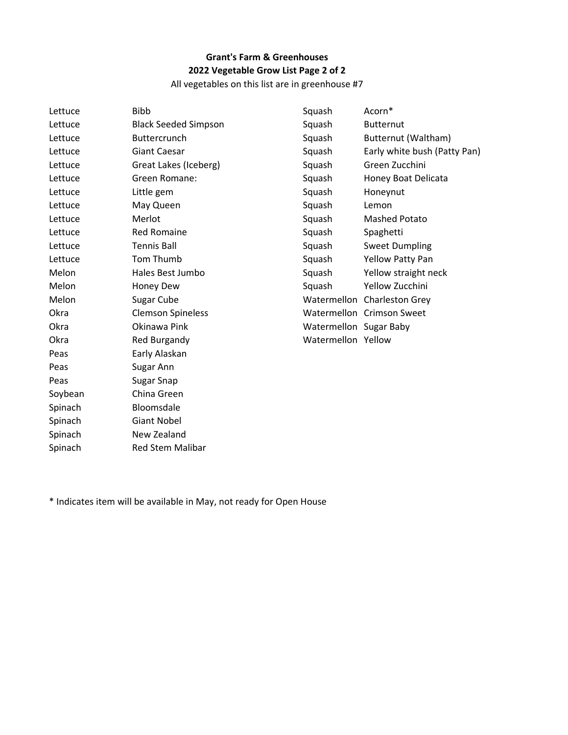**Grant's Farm & Greenhouses**

**2022 Vegetable Grow List Page 2 of 2**

All vegetables on this list are in greenhouse #7

| | |
|---|---|
| Lettuce | Bibb |
| Lettuce | Black Seeded Simpson |
| Lettuce | Buttercrunch |
| Lettuce | Giant Caesar |
| Lettuce | Great Lakes (Iceberg) |
| Lettuce | Green Romane: |
| Lettuce | Little gem |
| Lettuce | May Queen |
| Lettuce | Merlot |
| Lettuce | Red Romaine |
| Lettuce | Tennis Ball |
| Lettuce | Tom Thumb |
| Melon | Hales Best Jumbo |
| Melon | Honey Dew |
| Melon | Sugar Cube |
| Okra | Clemson Spineless |
| Okra | Okinawa Pink |
| Okra | Red Burgandy |
| Peas | Early Alaskan |
| Peas | Sugar Ann |
| Peas | Sugar Snap |
| Soybean | China Green |
| Spinach | Bloomsdale |
| Spinach | Giant Nobel |
| Spinach | New Zealand |
| Spinach | Red Stem Malibar |
| Squash | Acorn* |
| Squash | Butternut |
| Squash | Butternut (Waltham) |
| Squash | Early white bush (Patty Pan) |
| Squash | Green Zucchini |
| Squash | Honey Boat Delicata |
| Squash | Honeynut |
| Squash | Lemon |
| Squash | Mashed Potato |
| Squash | Spaghetti |
| Squash | Sweet Dumpling |
| Squash | Yellow Patty Pan |
| Squash | Yellow straight neck |
| Squash | Yellow Zucchini |
| Watermellon | Charleston Grey |
| Watermellon | Crimson Sweet |
| Watermellon | Sugar Baby |
| Watermellon | Yellow |

* Indicates item will be available in May, not ready for Open House